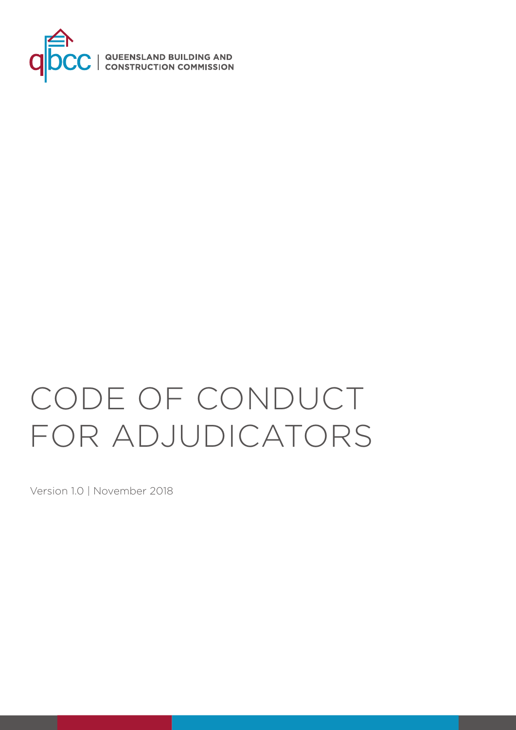QUEENSLAND BUILDING AND CONSTRUCTION COMMISSION

# CODE OF CONDUCT FOR ADJUDICATORS

Version 1.0 | November 2018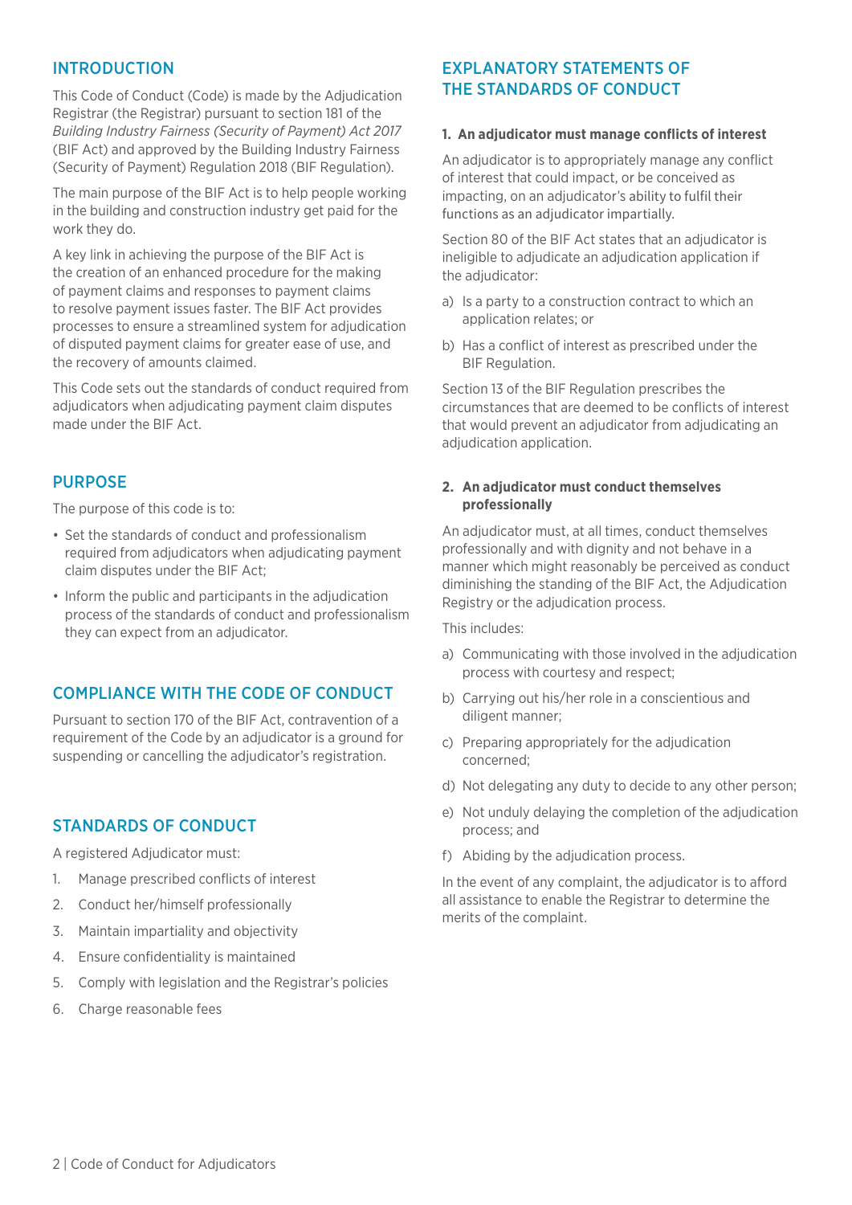## INTRODUCTION

This Code of Conduct (Code) is made by the Adjudication Registrar (the Registrar) pursuant to section 181 of the *Building Industry Fairness (Security of Payment) Act 2017* (BIF Act) and approved by the Building Industry Fairness (Security of Payment) Regulation 2018 (BIF Regulation).

The main purpose of the BIF Act is to help people working in the building and construction industry get paid for the work they do.

A key link in achieving the purpose of the BIF Act is the creation of an enhanced procedure for the making of payment claims and responses to payment claims to resolve payment issues faster. The BIF Act provides processes to ensure a streamlined system for adjudication of disputed payment claims for greater ease of use, and the recovery of amounts claimed.

This Code sets out the standards of conduct required from adjudicators when adjudicating payment claim disputes made under the BIF Act.

## PURPOSE

The purpose of this code is to:

- Set the standards of conduct and professionalism required from adjudicators when adjudicating payment claim disputes under the BIF Act;
- Inform the public and participants in the adjudication process of the standards of conduct and professionalism they can expect from an adjudicator.

## COMPLIANCE WITH THE CODE OF CONDUCT

Pursuant to section 170 of the BIF Act, contravention of a requirement of the Code by an adjudicator is a ground for suspending or cancelling the adjudicator's registration.

## STANDARDS OF CONDUCT

A registered Adjudicator must:

1. Manage prescribed conflicts of interest
2. Conduct her/himself professionally
3. Maintain impartiality and objectivity
4. Ensure confidentiality is maintained
5. Comply with legislation and the Registrar's policies
6. Charge reasonable fees

## EXPLANATORY STATEMENTS OF THE STANDARDS OF CONDUCT

### 1. An adjudicator must manage conflicts of interest

An adjudicator is to appropriately manage any conflict of interest that could impact, or be conceived as impacting, on an adjudicator's ability to fulfil their functions as an adjudicator impartially.

Section 80 of the BIF Act states that an adjudicator is ineligible to adjudicate an adjudication application if the adjudicator:

a) Is a party to a construction contract to which an application relates; or

b) Has a conflict of interest as prescribed under the BIF Regulation.

Section 13 of the BIF Regulation prescribes the circumstances that are deemed to be conflicts of interest that would prevent an adjudicator from adjudicating an adjudication application.

### 2. An adjudicator must conduct themselves professionally

An adjudicator must, at all times, conduct themselves professionally and with dignity and not behave in a manner which might reasonably be perceived as conduct diminishing the standing of the BIF Act, the Adjudication Registry or the adjudication process.

This includes:

a) Communicating with those involved in the adjudication process with courtesy and respect;

b) Carrying out his/her role in a conscientious and diligent manner;

c) Preparing appropriately for the adjudication concerned;

d) Not delegating any duty to decide to any other person;

e) Not unduly delaying the completion of the adjudication process; and

f) Abiding by the adjudication process.

In the event of any complaint, the adjudicator is to afford all assistance to enable the Registrar to determine the merits of the complaint.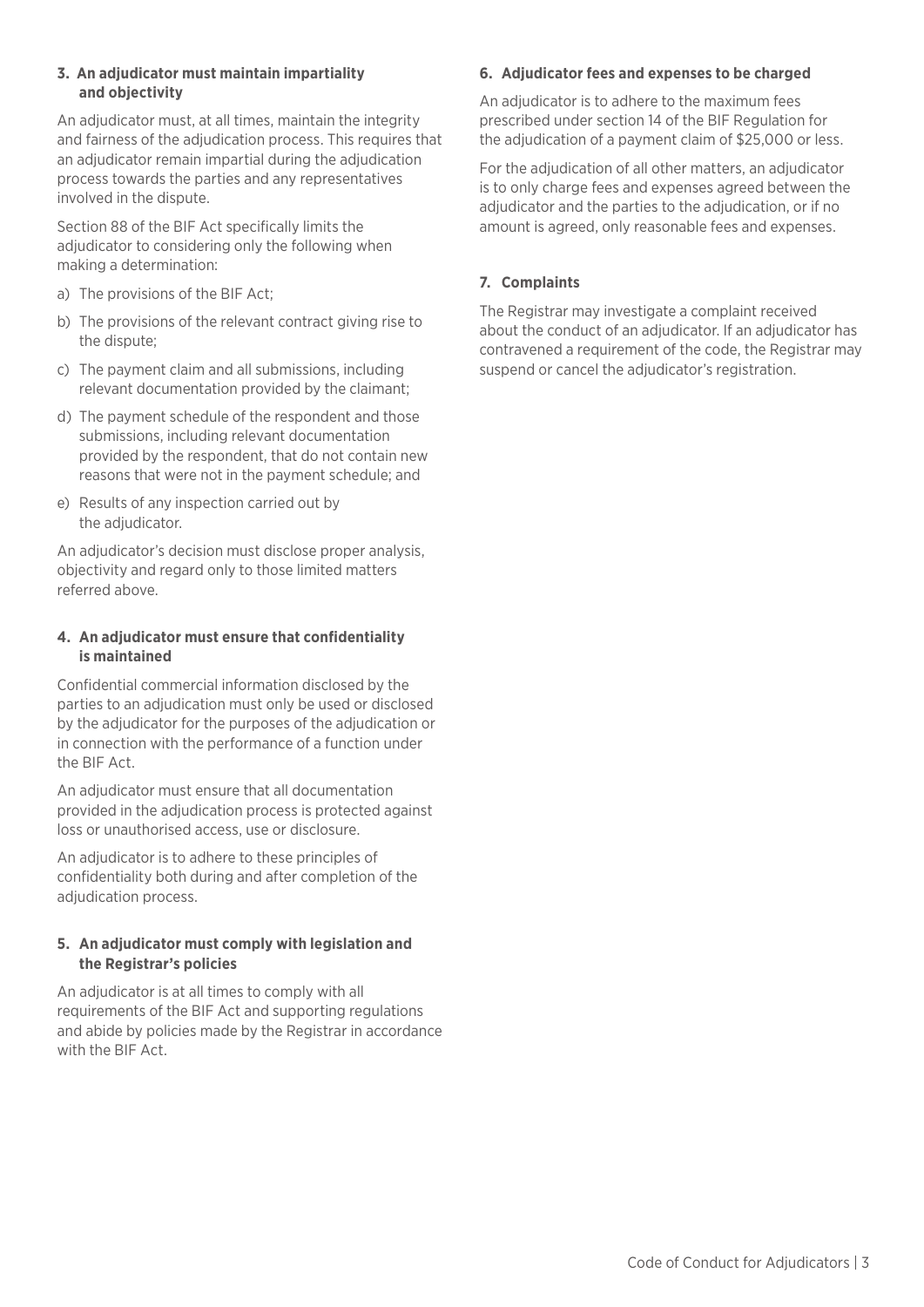### 3. An adjudicator must maintain impartiality and objectivity

An adjudicator must, at all times, maintain the integrity and fairness of the adjudication process. This requires that an adjudicator remain impartial during the adjudication process towards the parties and any representatives involved in the dispute.

Section 88 of the BIF Act specifically limits the adjudicator to considering only the following when making a determination:

a) The provisions of the BIF Act;

b) The provisions of the relevant contract giving rise to the dispute;

c) The payment claim and all submissions, including relevant documentation provided by the claimant;

d) The payment schedule of the respondent and those submissions, including relevant documentation provided by the respondent, that do not contain new reasons that were not in the payment schedule; and

e) Results of any inspection carried out by the adjudicator.

An adjudicator's decision must disclose proper analysis, objectivity and regard only to those limited matters referred above.

### 4. An adjudicator must ensure that confidentiality is maintained

Confidential commercial information disclosed by the parties to an adjudication must only be used or disclosed by the adjudicator for the purposes of the adjudication or in connection with the performance of a function under the BIF Act.

An adjudicator must ensure that all documentation provided in the adjudication process is protected against loss or unauthorised access, use or disclosure.

An adjudicator is to adhere to these principles of confidentiality both during and after completion of the adjudication process.

### 5. An adjudicator must comply with legislation and the Registrar's policies

An adjudicator is at all times to comply with all requirements of the BIF Act and supporting regulations and abide by policies made by the Registrar in accordance with the BIF Act.

### 6. Adjudicator fees and expenses to be charged

An adjudicator is to adhere to the maximum fees prescribed under section 14 of the BIF Regulation for the adjudication of a payment claim of $25,000 or less.

For the adjudication of all other matters, an adjudicator is to only charge fees and expenses agreed between the adjudicator and the parties to the adjudication, or if no amount is agreed, only reasonable fees and expenses.

### 7. Complaints

The Registrar may investigate a complaint received about the conduct of an adjudicator. If an adjudicator has contravened a requirement of the code, the Registrar may suspend or cancel the adjudicator's registration.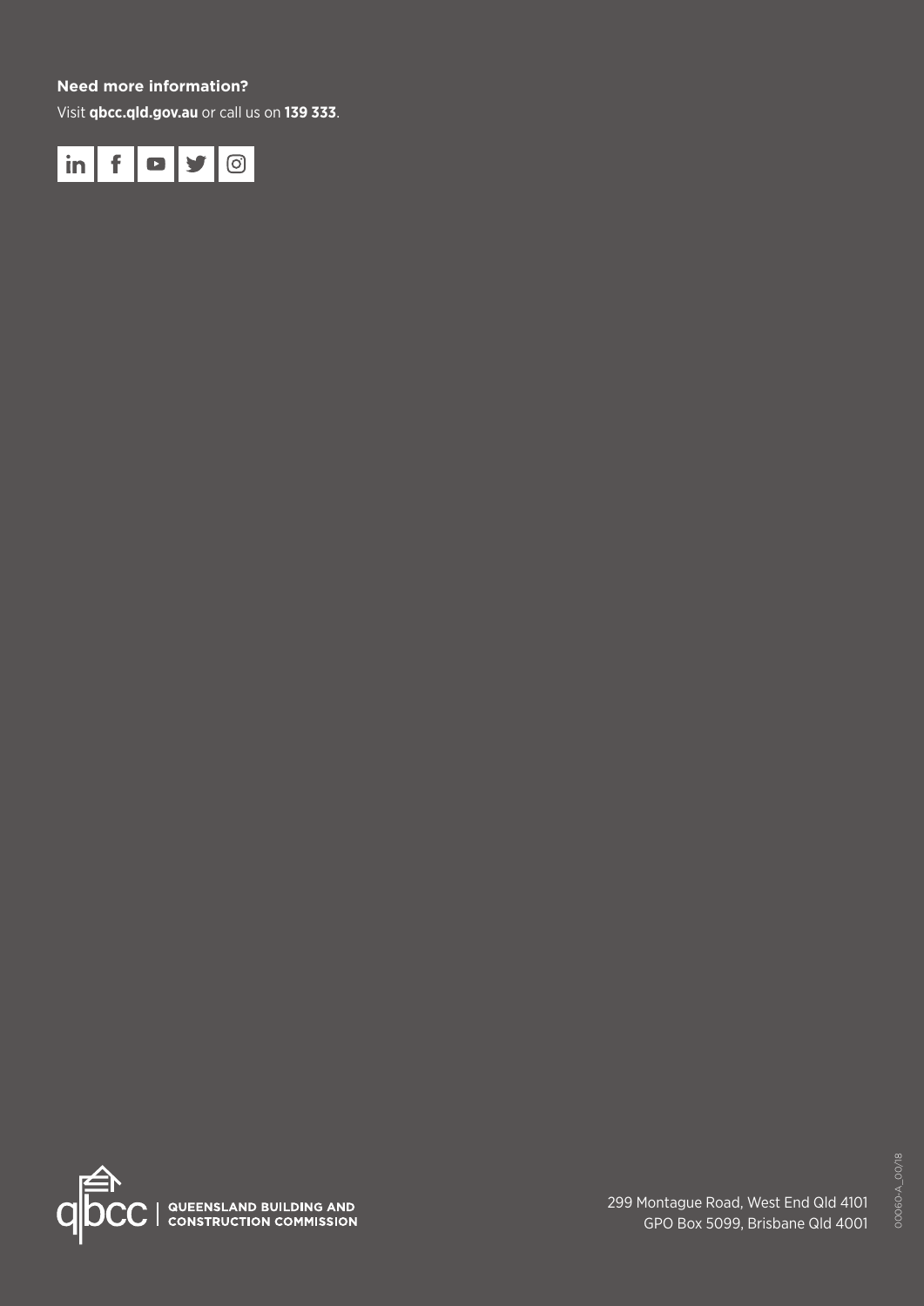**Need more information?**

Visit **qbcc.qld.gov.au** or call us on **139 333**.

QUEENSLAND BUILDING AND CONSTRUCTION COMMISSION

299 Montague Road, West End Qld 4101
GPO Box 5099, Brisbane Qld 4001

OO060-A_00/18